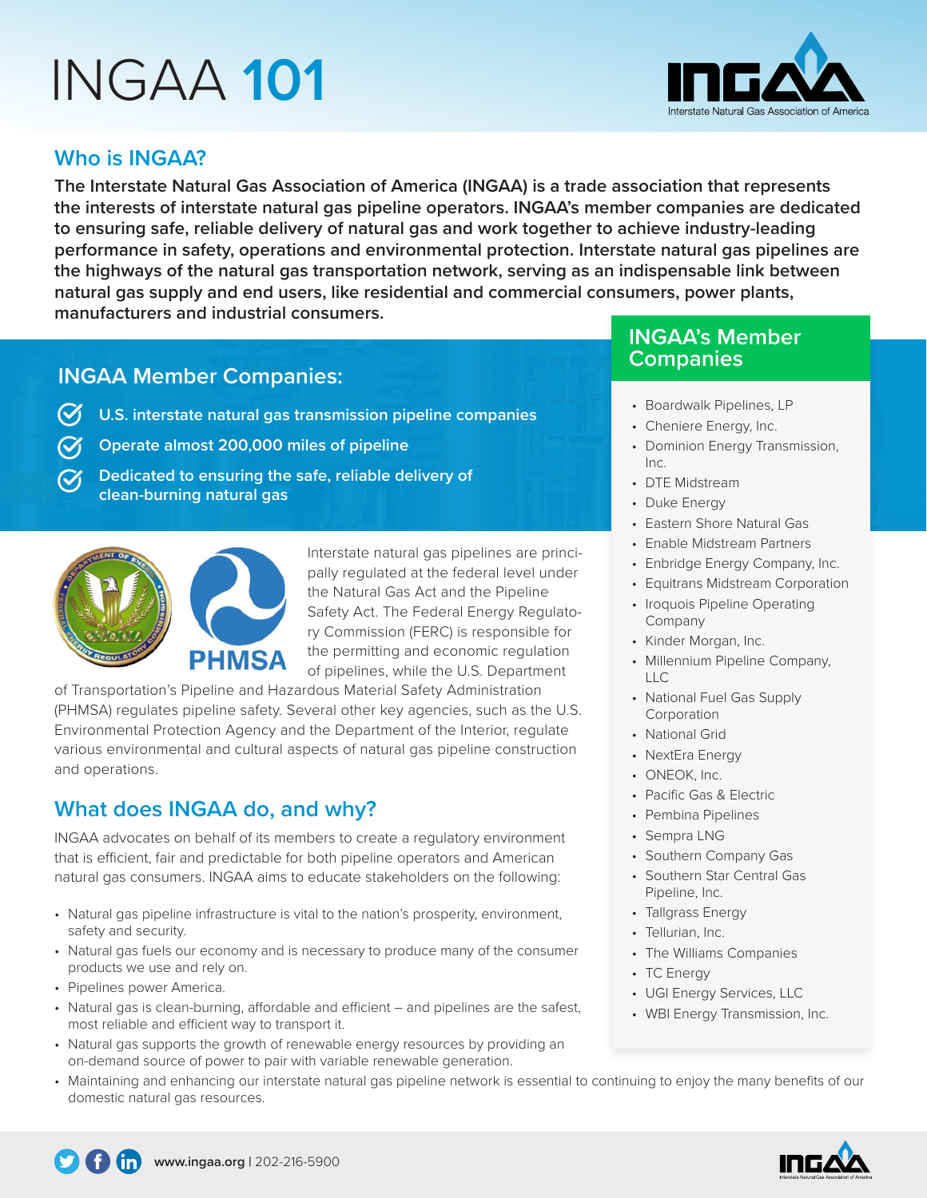# INGAA 101

## Who is INGAA?

**The Interstate Natural Gas Association of America (INGAA) is a trade association that represents the interests of interstate natural gas pipeline operators. INGAA's member companies are dedicated to ensuring safe, reliable delivery of natural gas and work together to achieve industry-leading performance in safety, operations and environmental protection. Interstate natural gas pipelines are the highways of the natural gas transportation network, serving as an indispensable link between natural gas supply and end users, like residential and commercial consumers, power plants, manufacturers and industrial consumers.**

### INGAA Member Companies:

- U.S. interstate natural gas transmission pipeline companies
- Operate almost 200,000 miles of pipeline
- Dedicated to ensuring the safe, reliable delivery of clean-burning natural gas

Interstate natural gas pipelines are principally regulated at the federal level under the Natural Gas Act and the Pipeline Safety Act. The Federal Energy Regulatory Commission (FERC) is responsible for the permitting and economic regulation of pipelines, while the U.S. Department of Transportation's Pipeline and Hazardous Material Safety Administration (PHMSA) regulates pipeline safety. Several other key agencies, such as the U.S. Environmental Protection Agency and the Department of the Interior, regulate various environmental and cultural aspects of natural gas pipeline construction and operations.

## What does INGAA do, and why?

INGAA advocates on behalf of its members to create a regulatory environment that is efficient, fair and predictable for both pipeline operators and American natural gas consumers. INGAA aims to educate stakeholders on the following:

- Natural gas pipeline infrastructure is vital to the nation's prosperity, environment, safety and security.
- Natural gas fuels our economy and is necessary to produce many of the consumer products we use and rely on.
- Pipelines power America.
- Natural gas is clean-burning, affordable and efficient – and pipelines are the safest, most reliable and efficient way to transport it.
- Natural gas supports the growth of renewable energy resources by providing an on-demand source of power to pair with variable renewable generation.
- Maintaining and enhancing our interstate natural gas pipeline network is essential to continuing to enjoy the many benefits of our domestic natural gas resources.

## INGAA's Member Companies

- Boardwalk Pipelines, LP
- Cheniere Energy, Inc.
- Dominion Energy Transmission, Inc.
- DTE Midstream
- Duke Energy
- Eastern Shore Natural Gas
- Enable Midstream Partners
- Enbridge Energy Company, Inc.
- Equitrans Midstream Corporation
- Iroquois Pipeline Operating Company
- Kinder Morgan, Inc.
- Millennium Pipeline Company, LLC
- National Fuel Gas Supply Corporation
- National Grid
- NextEra Energy
- ONEOK, Inc.
- Pacific Gas & Electric
- Pembina Pipelines
- Sempra LNG
- Southern Company Gas
- Southern Star Central Gas Pipeline, Inc.
- Tallgrass Energy
- Tellurian, Inc.
- The Williams Companies
- TC Energy
- UGI Energy Services, LLC
- WBI Energy Transmission, Inc.

www.ingaa.org | 202-216-5900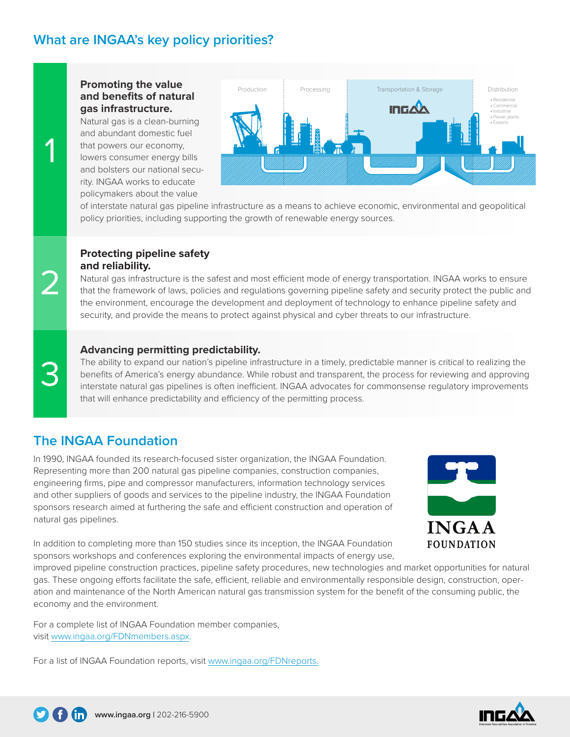## What are INGAA's key policy priorities?

1

**Promoting the value and benefits of natural gas infrastructure.**
Natural gas is a clean-burning and abundant domestic fuel that powers our economy, lowers consumer energy bills and bolsters our national security. INGAA works to educate policymakers about the value of interstate natural gas pipeline infrastructure as a means to achieve economic, environmental and geopolitical policy priorities, including supporting the growth of renewable energy sources.

Production
Processing
Transportation & Storage
INGAA
Distribution
• Residential
• Commercial
• Industrial
• Power plants
• Exports

2

**Protecting pipeline safety and reliability.**
Natural gas infrastructure is the safest and most efficient mode of energy transportation. INGAA works to ensure that the framework of laws, policies and regulations governing pipeline safety and security protect the public and the environment, encourage the development and deployment of technology to enhance pipeline safety and security, and provide the means to protect against physical and cyber threats to our infrastructure.

3

**Advancing permitting predictability.**
The ability to expand our nation's pipeline infrastructure in a timely, predictable manner is critical to realizing the benefits of America's energy abundance. While robust and transparent, the process for reviewing and approving interstate natural gas pipelines is often inefficient. INGAA advocates for commonsense regulatory improvements that will enhance predictability and efficiency of the permitting process.

## The INGAA Foundation

In 1990, INGAA founded its research-focused sister organization, the INGAA Foundation. Representing more than 200 natural gas pipeline companies, construction companies, engineering firms, pipe and compressor manufacturers, information technology services and other suppliers of goods and services to the pipeline industry, the INGAA Foundation sponsors research aimed at furthering the safe and efficient construction and operation of natural gas pipelines.

INGAA FOUNDATION

In addition to completing more than 150 studies since its inception, the INGAA Foundation sponsors workshops and conferences exploring the environmental impacts of energy use, improved pipeline construction practices, pipeline safety procedures, new technologies and market opportunities for natural gas. These ongoing efforts facilitate the safe, efficient, reliable and environmentally responsible design, construction, operation and maintenance of the North American natural gas transmission system for the benefit of the consuming public, the economy and the environment.

For a complete list of INGAA Foundation member companies, visit www.ingaa.org/FDNmembers.aspx.

For a list of INGAA Foundation reports, visit www.ingaa.org/FDNreports.

**www.ingaa.org** | 202-216-5900